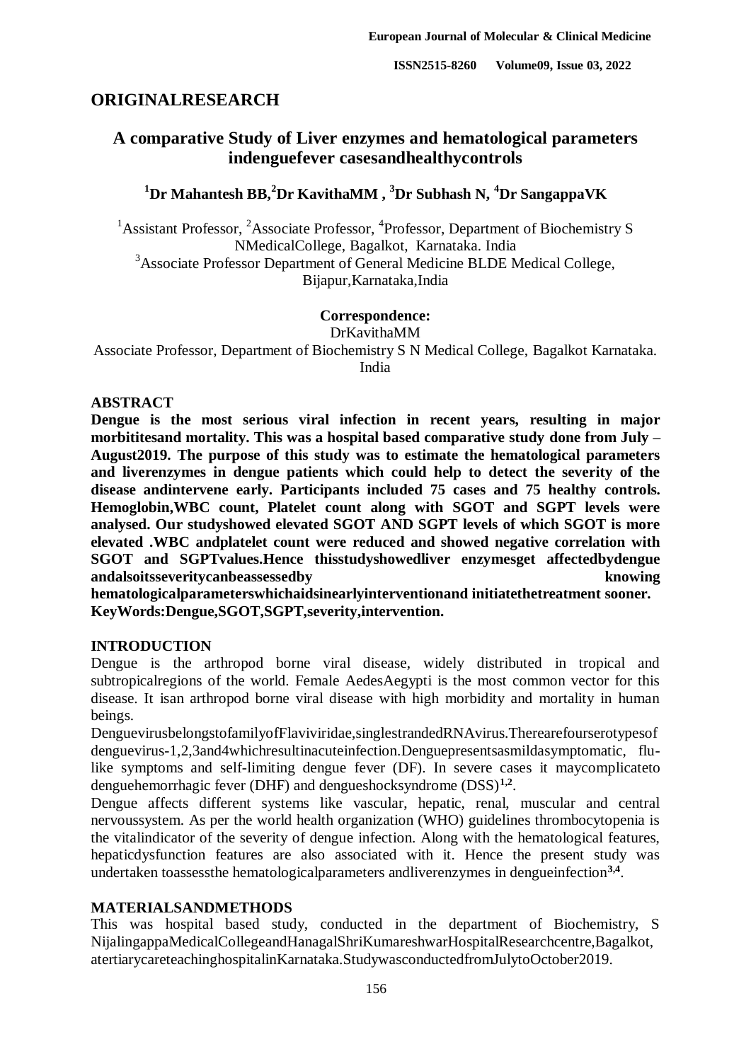## ORIGINALRESEARCH

# A comparative Study of Liver enzymes and hematological parameters indenguefever casesandhealthycontrols

**[1]Dr Mahantesh BB,[2]Dr KavithaMM , [3]Dr Subhash N, [4]Dr SangappaVK**

[1]Assistant Professor, [2]Associate Professor, [4]Professor, Department of Biochemistry S NMedicalCollege, Bagalkot, Karnataka. India
[3]Associate Professor Department of General Medicine BLDE Medical College, Bijapur,Karnataka,India

**Correspondence:**
DrKavithaMM
Associate Professor, Department of Biochemistry S N Medical College, Bagalkot Karnataka. India

## ABSTRACT

**Dengue is the most serious viral infection in recent years, resulting in major morbititesand mortality. This was a hospital based comparative study done from July – August2019. The purpose of this study was to estimate the hematological parameters and liverenzymes in dengue patients which could help to detect the severity of the disease andintervene early. Participants included 75 cases and 75 healthy controls. Hemoglobin,WBC count, Platelet count along with SGOT and SGPT levels were analysed. Our studyshowed elevated SGOT AND SGPT levels of which SGOT is more elevated .WBC andplatelet count were reduced and showed negative correlation with SGOT and SGPTvalues.Hence thisstudyshowedliver enzymesget affectedbydengue andalsoitsseveritycanbeassessedby knowing hematologicalparameterswhichaidsinearlyinterventionand initiatethetreatment sooner.**
**KeyWords:Dengue,SGOT,SGPT,severity,intervention.**

## INTRODUCTION

Dengue is the arthropod borne viral disease, widely distributed in tropical and subtropicalregions of the world. Female AedesAegypti is the most common vector for this disease. It isan arthropod borne viral disease with high morbidity and mortality in human beings.

DenguevirusbelongstofamilyofFlaviviridae,singlestrandedRNAvirus.Therearefourserotypesof denguevirus-1,2,3and4whichresultinacuteinfection.Denguepresentsasmildasymptomatic, flu-like symptoms and self-limiting dengue fever (DF). In severe cases it maycomplicateto denguehemorrhagic fever (DHF) and dengueshocksyndrome (DSS)[1,2].

Dengue affects different systems like vascular, hepatic, renal, muscular and central nervoussystem. As per the world health organization (WHO) guidelines thrombocytopenia is the vitalindicator of the severity of dengue infection. Along with the hematological features, hepaticdysfunction features are also associated with it. Hence the present study was undertaken toassessthe hematologicalparameters andliverenzymes in dengueinfection[3,4].

## MATERIALSANDMETHODS

This was hospital based study, conducted in the department of Biochemistry, S NijalingappaMedicalCollegeandHanagalShriKumareshwarHospitalResearchcentre,Bagalkot, atertiarycareteachinghospitalinKarnataka.StudywasconductedfromJulytoOctober2019.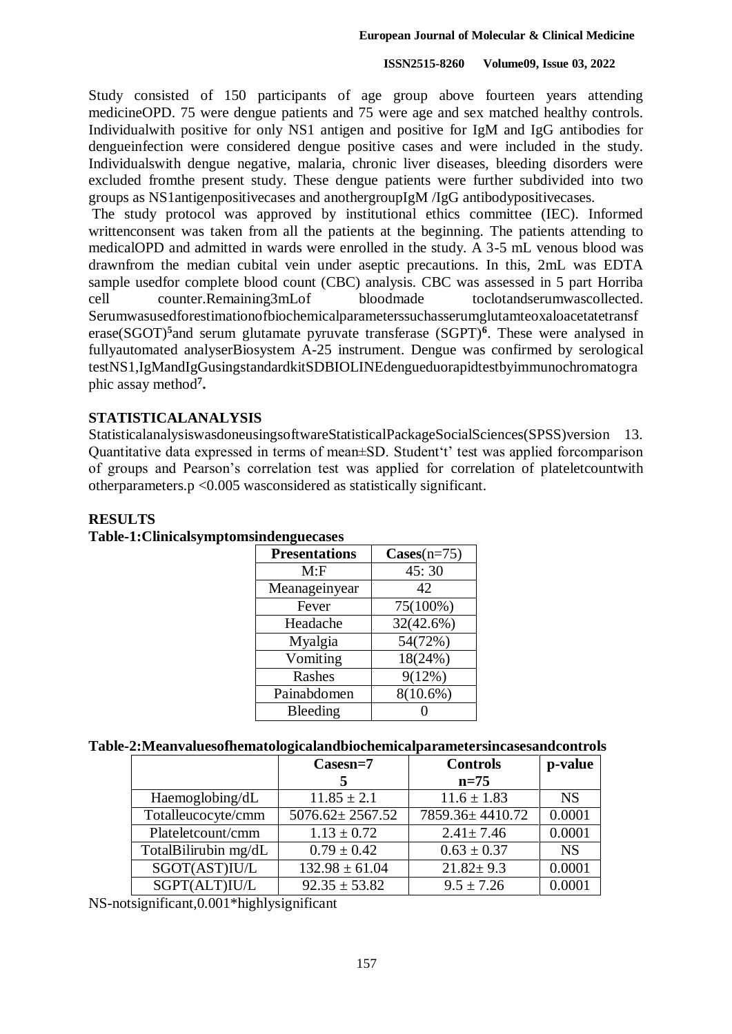Study consisted of 150 participants of age group above fourteen years attending medicineOPD. 75 were dengue patients and 75 were age and sex matched healthy controls. Individualwith positive for only NS1 antigen and positive for IgM and IgG antibodies for dengueinfection were considered dengue positive cases and were included in the study. Individualswith dengue negative, malaria, chronic liver diseases, bleeding disorders were excluded fromthe present study. These dengue patients were further subdivided into two groups as NS1antigenpositivecases and anothergroupIgM /IgG antibodypositivecases.

The study protocol was approved by institutional ethics committee (IEC). Informed writtenconsent was taken from all the patients at the beginning. The patients attending to medicalOPD and admitted in wards were enrolled in the study. A 3-5 mL venous blood was drawnfrom the median cubital vein under aseptic precautions. In this, 2mL was EDTA sample usedfor complete blood count (CBC) analysis. CBC was assessed in 5 part Horriba cell counter.Remaining3mLof bloodmade toclotandserumwascollected. Serumwasusedforestimationofbiochemicalparameterssuchasserumglutamteoxaloacetatetransferase(SGOT)[5]and serum glutamate pyruvate transferase (SGPT)[6]. These were analysed in fullyautomated analyserBiosystem A-25 instrument. Dengue was confirmed by serological testNS1,IgMandIgGusingstandardkitSDBIOLINEdengueduorapidtestbyimmunochromatographic assay method[7].

## STATISTICALANALYSIS

StatisticalanalysiswasdoneusingsoftwareStatisticalPackageSocialSciences(SPSS)version 13. Quantitative data expressed in terms of mean±SD. Student't' test was applied forcomparison of groups and Pearson's correlation test was applied for correlation of plateletcountwith otherparameters.$p < 0.005$ wasconsidered as statistically significant.

## RESULTS

**Table-1:Clinicalsymptomsindenguecases**

| **Presentations** | **Cases**(n=75) |
|---|---|
| M:F | 45: 30 |
| Meanageinyear | 42 |
| Fever | 75(100%) |
| Headache | 32(42.6%) |
| Myalgia | 54(72%) |
| Vomiting | 18(24%) |
| Rashes | 9(12%) |
| Painabdomen | 8(10.6%) |
| Bleeding | 0 |

**Table-2:Meanvaluesofhematologicalandbiochemicalparametersincasesandcontrols**

| | **Casesn=75** | **Controls n=75** | **p-value** |
|---|---|---|---|
| Haemoglobing/dL | 11.85 ± 2.1 | 11.6 ± 1.83 | NS |
| Totalleucocyte/cmm | 5076.62± 2567.52 | 7859.36± 4410.72 | 0.0001 |
| Plateletcount/cmm | 1.13 ± 0.72 | 2.41± 7.46 | 0.0001 |
| TotalBilirubin mg/dL | 0.79 ± 0.42 | 0.63 ± 0.37 | NS |
| SGOT(AST)IU/L | 132.98 ± 61.04 | 21.82± 9.3 | 0.0001 |
| SGPT(ALT)IU/L | 92.35 ± 53.82 | 9.5 ± 7.26 | 0.0001 |

NS-notsignificant,0.001*highlysignificant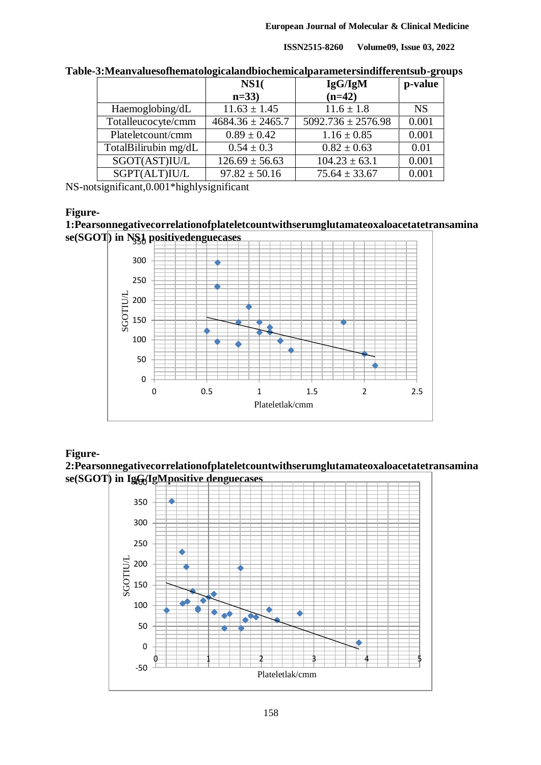**Table-3:Meanvaluesofhematologicalandbiochemicalparametersindifferentsub-groups**

| | NS1( n=33) | IgG/IgM (n=42) | p-value |
|---|---|---|---|
| Haemoglobing/dL | 11.63 ± 1.45 | 11.6 ± 1.8 | NS |
| Totalleucocyte/cmm | 4684.36 ± 2465.7 | 5092.736 ± 2576.98 | 0.001 |
| Plateletcount/cmm | 0.89 ± 0.42 | 1.16 ± 0.85 | 0.001 |
| TotalBilirubin mg/dL | 0.54 ± 0.3 | 0.82 ± 0.63 | 0.01 |
| SGOT(AST)IU/L | 126.69 ± 56.63 | 104.23 ± 63.1 | 0.001 |
| SGPT(ALT)IU/L | 97.82 ± 50.16 | 75.64 ± 33.67 | 0.001 |

NS-notsignificant,0.001*highlysignificant

**Figure-1:Pearsonnegativecorrelationofplateletcountwithserumglutamateoxaloacetatetransaminase(SGOT) in NS1 positivedenguecases**

**Figure-2:Pearsonnegativecorrelationofplateletcountwithserumglutamateoxaloacetatetransaminase(SGOT) in IgG/IgMpositive denguecases**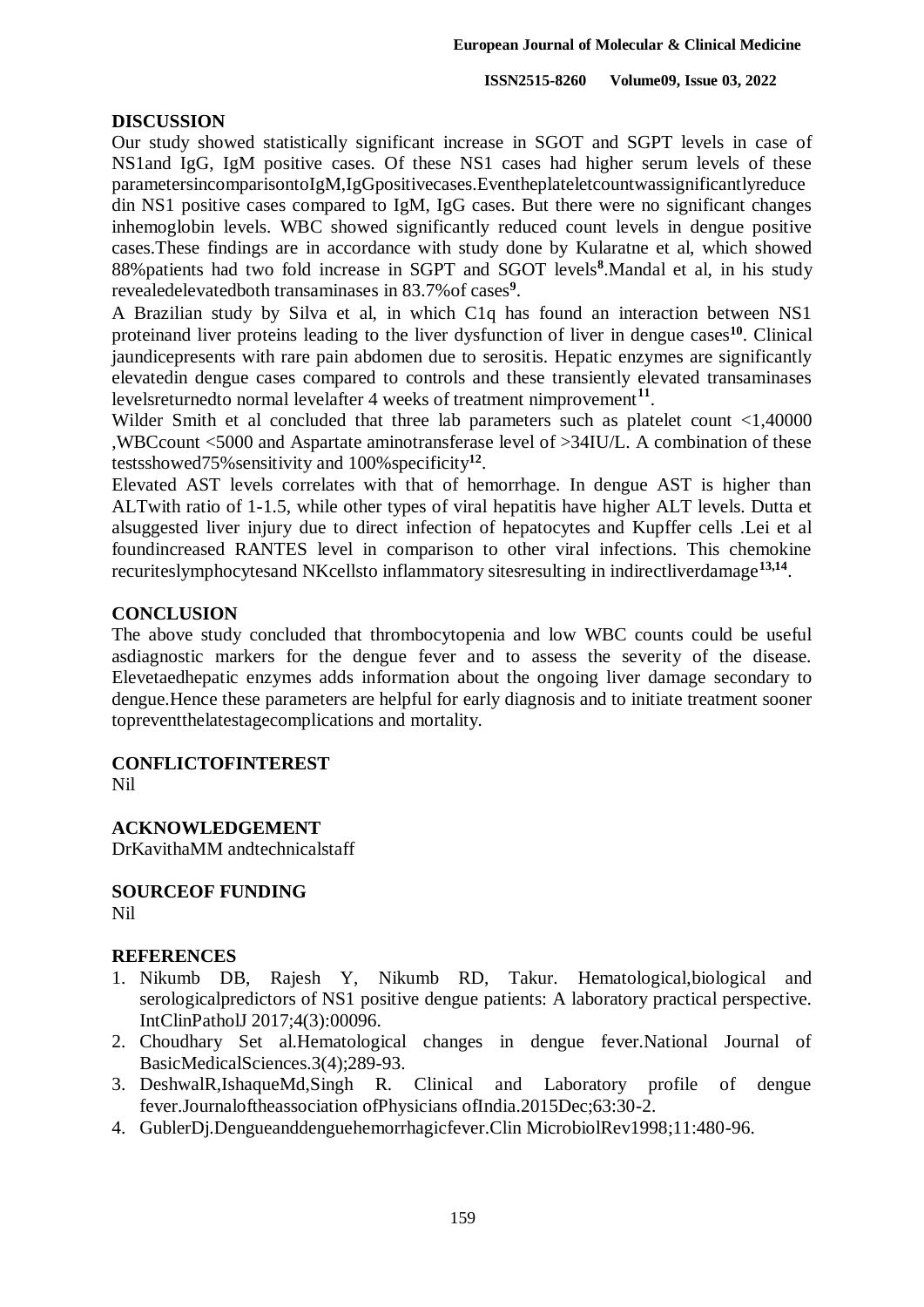## DISCUSSION

Our study showed statistically significant increase in SGOT and SGPT levels in case of NS1and IgG, IgM positive cases. Of these NS1 cases had higher serum levels of these parametersincomparisontoIgM,IgGpositivecases.Eventheplateletcountwassignificantlyreduce din NS1 positive cases compared to IgM, IgG cases. But there were no significant changes inhemoglobin levels. WBC showed significantly reduced count levels in dengue positive cases.These findings are in accordance with study done by Kularatne et al, which showed 88%patients had two fold increase in SGPT and SGOT levels[8].Mandal et al, in his study revealedelevatedboth transaminases in 83.7%of cases[9].

A Brazilian study by Silva et al, in which C1q has found an interaction between NS1 proteinand liver proteins leading to the liver dysfunction of liver in dengue cases[10]. Clinical jaundicepresents with rare pain abdomen due to serositis. Hepatic enzymes are significantly elevatedin dengue cases compared to controls and these transiently elevated transaminases levelsreturnedto normal levelafter 4 weeks of treatment nimprovement[11].

Wilder Smith et al concluded that three lab parameters such as platelet count <1,40000 ,WBCcount <5000 and Aspartate aminotransferase level of >34IU/L. A combination of these testsshowed75%sensitivity and 100%specificity[12].

Elevated AST levels correlates with that of hemorrhage. In dengue AST is higher than ALTwith ratio of 1-1.5, while other types of viral hepatitis have higher ALT levels. Dutta et alsuggested liver injury due to direct infection of hepatocytes and Kupffer cells .Lei et al foundincreased RANTES level in comparison to other viral infections. This chemokine recuriteslymphocytesand NKcellsto inflammatory sitesresulting in indirectliverdamage[13,14].

## CONCLUSION

The above study concluded that thrombocytopenia and low WBC counts could be useful asdiagnostic markers for the dengue fever and to assess the severity of the disease. Elevetaedhepatic enzymes adds information about the ongoing liver damage secondary to dengue.Hence these parameters are helpful for early diagnosis and to initiate treatment sooner topreventthelatestagecomplications and mortality.

## CONFLICTOFINTEREST

Nil

## ACKNOWLEDGEMENT

DrKavithaMM andtechnicalstaff

## SOURCEOF FUNDING

Nil

## REFERENCES

1. Nikumb DB, Rajesh Y, Nikumb RD, Takur. Hematological,biological and serologicalpredictors of NS1 positive dengue patients: A laboratory practical perspective. IntClinPatholJ 2017;4(3):00096.
2. Choudhary Set al.Hematological changes in dengue fever.National Journal of BasicMedicalSciences.3(4);289-93.
3. DeshwalR,IshaqueMd,Singh R. Clinical and Laboratory profile of dengue fever.Journaloftheassociation ofPhysicians ofIndia.2015Dec;63:30-2.
4. GublerDj.Dengueanddenguehemorrhagicfever.Clin MicrobiolRev1998;11:480-96.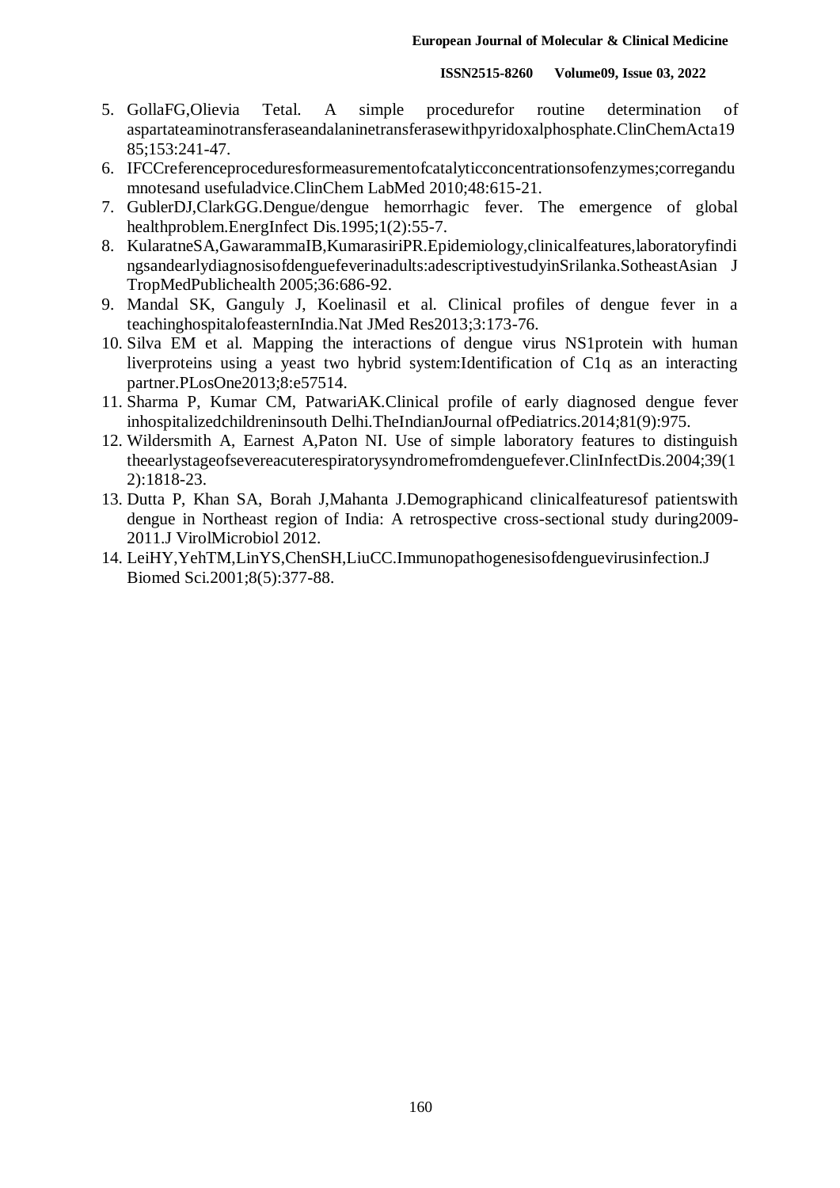5. GollaFG,Olievia Tetal. A simple procedurefor routine determination of aspartateaminotransferaseandalaninetransferasewithpyridoxalphosphate.ClinChemActa1985;153:241-47.
6. IFCCreferenceproceduresformeasurementofcatalyticconcentrationsofenzymes;corregandumnotesand usefuladvice.ClinChem LabMed 2010;48:615-21.
7. GublerDJ,ClarkGG.Dengue/dengue hemorrhagic fever. The emergence of global healthproblem.EnergInfect Dis.1995;1(2):55-7.
8. KularatneSA,GawarammaIB,KumarasiriPR.Epidemiology,clinicalfeatures,laboratoryfindingsandearlydiagnosisofdenguefeverinadults:adescriptivestudyinSrilanka.SotheastAsian J TropMedPublichealth 2005;36:686-92.
9. Mandal SK, Ganguly J, Koelinasil et al. Clinical profiles of dengue fever in a teachinghospitalofeasternIndia.Nat JMed Res2013;3:173-76.
10. Silva EM et al. Mapping the interactions of dengue virus NS1protein with human liverproteins using a yeast two hybrid system:Identification of C1q as an interacting partner.PLosOne2013;8:e57514.
11. Sharma P, Kumar CM, PatwariAK.Clinical profile of early diagnosed dengue fever inhospitalizedchildreninsouth Delhi.TheIndianJournal ofPediatrics.2014;81(9):975.
12. Wildersmith A, Earnest A,Paton NI. Use of simple laboratory features to distinguish theearlystageofsevereacuterespiratorysyndromefromdenguefever.ClinInfectDis.2004;39(12):1818-23.
13. Dutta P, Khan SA, Borah J,Mahanta J.Demographicand clinicalfeaturesof patientswith dengue in Northeast region of India: A retrospective cross-sectional study during2009-2011.J VirolMicrobiol 2012.
14. LeiHY,YehTM,LinYS,ChenSH,LiuCC.Immunopathogenesisofdenguevirusinfection.J Biomed Sci.2001;8(5):377-88.